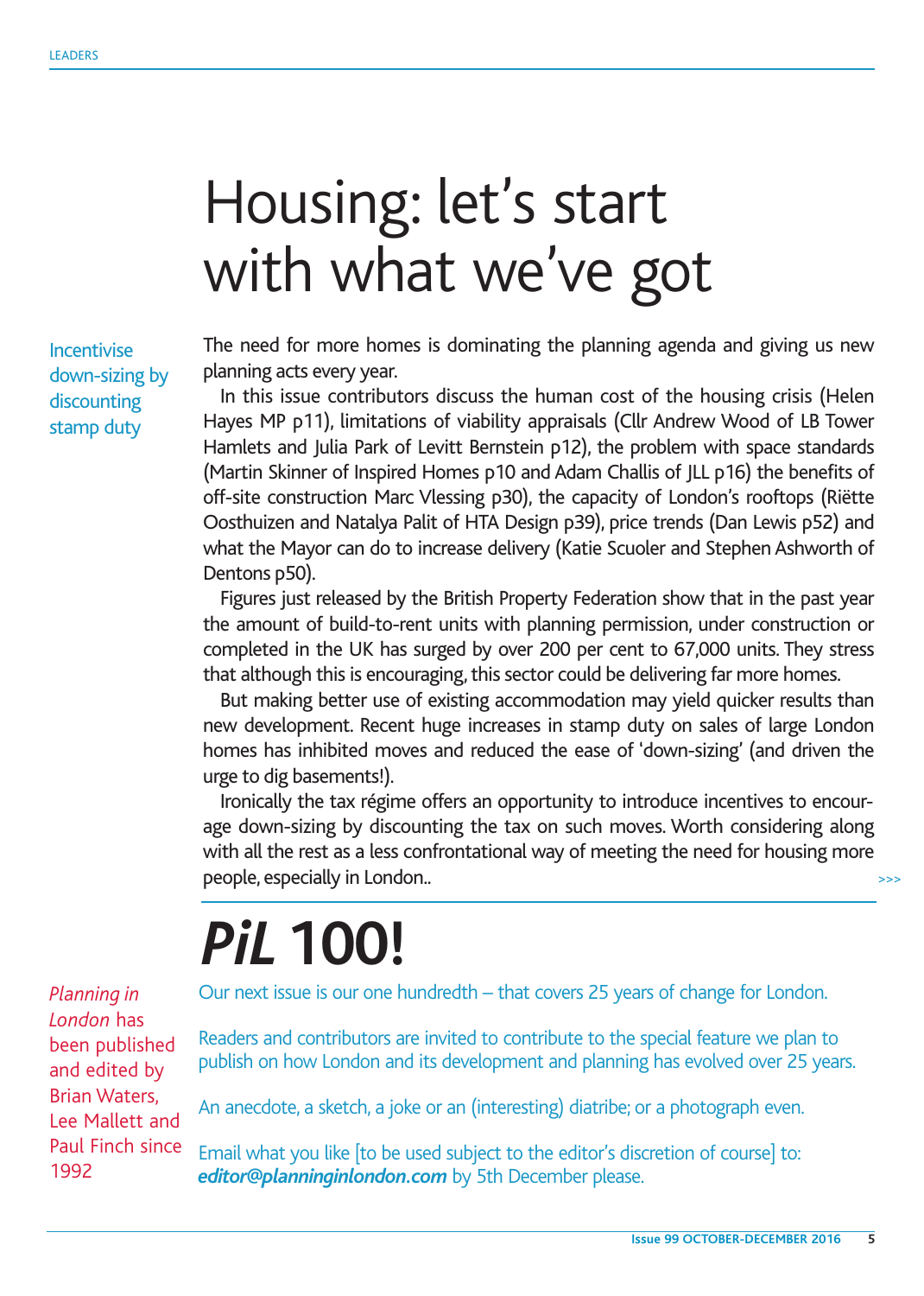# Housing: let's start with what we've got

Incentivise down-sizing by discounting stamp duty

The need for more homes is dominating the planning agenda and giving us new planning acts every year.

In this issue contributors discuss the human cost of the housing crisis (Helen Hayes MP p11), limitations of viability appraisals (Cllr Andrew Wood of LB Tower Hamlets and Julia Park of Levitt Bernstein p12), the problem with space standards (Martin Skinner of Inspired Homes p10 and Adam Challis of JLL p16) the benefits of off-site construction Marc Vlessing p30), the capacity of London's rooftops (Riëtte Oosthuizen and Natalya Palit of HTA Design p39), price trends (Dan Lewis p52) and what the Mayor can do to increase delivery (Katie Scuoler and Stephen Ashworth of Dentons p50).

Figures just released by the British Property Federation show that in the past year the amount of build-to-rent units with planning permission, under construction or completed in the UK has surged by over 200 per cent to 67,000 units. They stress that although this is encouraging, this sector could be delivering far more homes.

But making better use of existing accommodation may yield quicker results than new development. Recent huge increases in stamp duty on sales of large London homes has inhibited moves and reduced the ease of 'down-sizing' (and driven the urge to dig basements!).

Ironically the tax régime offers an opportunity to introduce incentives to encourage down-sizing by discounting the tax on such moves. Worth considering along with all the rest as a less confrontational way of meeting the need for housing more people, especially in London..

>>>

# *PiL* 100!

*Planning in London* has been published and edited by Brian Waters, Lee Mallett and Paul Finch since 1992

Our next issue is our one hundredth – that covers 25 years of change for London.

Readers and contributors are invited to contribute to the special feature we plan to publish on how London and its development and planning has evolved over 25 years.

An anecdote, a sketch, a joke or an (interesting) diatribe; or a photograph even.

Email what you like [to be used subject to the editor's discretion of course] to: ***editor@planninginlondon.com*** by 5th December please.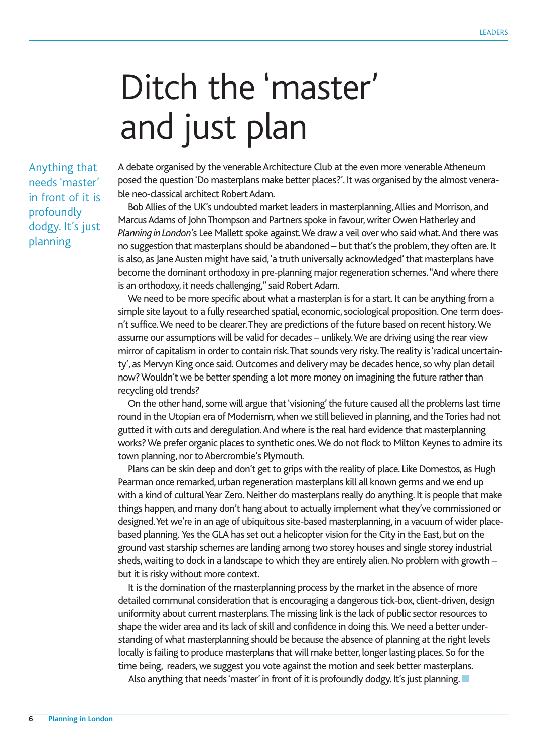# Ditch the 'master' and just plan

Anything that needs 'master' in front of it is profoundly dodgy. It's just planning

A debate organised by the venerable Architecture Club at the even more venerable Atheneum posed the question 'Do masterplans make better places?'. It was organised by the almost venerable neo-classical architect Robert Adam.

Bob Allies of the UK's undoubted market leaders in masterplanning, Allies and Morrison, and Marcus Adams of John Thompson and Partners spoke in favour, writer Owen Hatherley and *Planning in London*'s Lee Mallett spoke against. We draw a veil over who said what. And there was no suggestion that masterplans should be abandoned – but that's the problem, they often are. It is also, as Jane Austen might have said, 'a truth universally acknowledged' that masterplans have become the dominant orthodoxy in pre-planning major regeneration schemes. "And where there is an orthodoxy, it needs challenging," said Robert Adam.

We need to be more specific about what a masterplan is for a start. It can be anything from a simple site layout to a fully researched spatial, economic, sociological proposition. One term doesn't suffice. We need to be clearer. They are predictions of the future based on recent history. We assume our assumptions will be valid for decades – unlikely. We are driving using the rear view mirror of capitalism in order to contain risk. That sounds very risky. The reality is 'radical uncertainty', as Mervyn King once said. Outcomes and delivery may be decades hence, so why plan detail now? Wouldn't we be better spending a lot more money on imagining the future rather than recycling old trends?

On the other hand, some will argue that 'visioning' the future caused all the problems last time round in the Utopian era of Modernism, when we still believed in planning, and the Tories had not gutted it with cuts and deregulation. And where is the real hard evidence that masterplanning works? We prefer organic places to synthetic ones. We do not flock to Milton Keynes to admire its town planning, nor to Abercrombie's Plymouth.

Plans can be skin deep and don't get to grips with the reality of place. Like Domestos, as Hugh Pearman once remarked, urban regeneration masterplans kill all known germs and we end up with a kind of cultural Year Zero. Neither do masterplans really do anything. It is people that make things happen, and many don't hang about to actually implement what they've commissioned or designed. Yet we're in an age of ubiquitous site-based masterplanning, in a vacuum of wider place-based planning. Yes the GLA has set out a helicopter vision for the City in the East, but on the ground vast starship schemes are landing among two storey houses and single storey industrial sheds, waiting to dock in a landscape to which they are entirely alien. No problem with growth – but it is risky without more context.

It is the domination of the masterplanning process by the market in the absence of more detailed communal consideration that is encouraging a dangerous tick-box, client-driven, design uniformity about current masterplans. The missing link is the lack of public sector resources to shape the wider area and its lack of skill and confidence in doing this. We need a better understanding of what masterplanning should be because the absence of planning at the right levels locally is failing to produce masterplans that will make better, longer lasting places. So for the time being, readers, we suggest you vote against the motion and seek better masterplans.

Also anything that needs 'master' in front of it is profoundly dodgy. It's just planning.